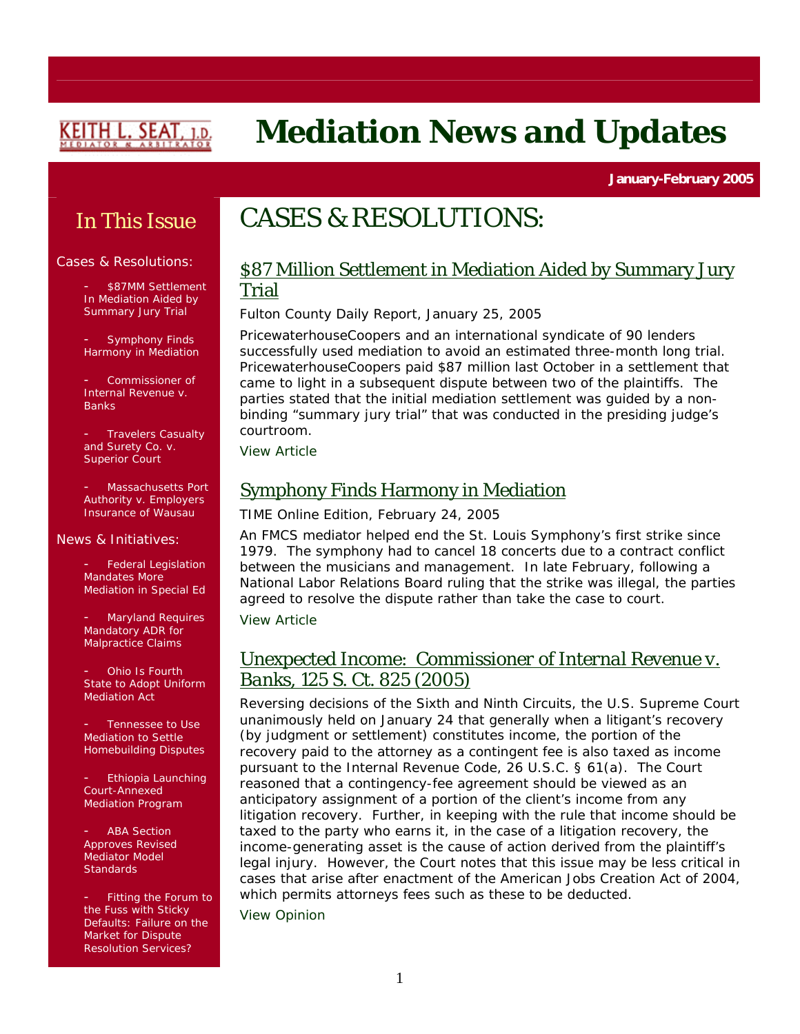KEITH L. SEAT, J.D.
MEDIATOR & ARBITRATOR

# Mediation News and Updates

**January-February 2005**

## In This Issue

Cases & Resolutions:

- $87MM Settlement In Mediation Aided by Summary Jury Trial
- Symphony Finds Harmony in Mediation
- Commissioner of Internal Revenue v. Banks
- Travelers Casualty and Surety Co. v. Superior Court
- Massachusetts Port Authority v. Employers Insurance of Wausau

News & Initiatives:

- Federal Legislation Mandates More Mediation in Special Ed
- Maryland Requires Mandatory ADR for Malpractice Claims
- Ohio Is Fourth State to Adopt Uniform Mediation Act
- Tennessee to Use Mediation to Settle Homebuilding Disputes
- Ethiopia Launching Court-Annexed Mediation Program
- ABA Section Approves Revised Mediator Model Standards
- Fitting the Forum to the Fuss with Sticky Defaults: Failure on the Market for Dispute Resolution Services?

# CASES & RESOLUTIONS:

## $87 Million Settlement in Mediation Aided by Summary Jury Trial

Fulton County Daily Report, January 25, 2005

PricewaterhouseCoopers and an international syndicate of 90 lenders successfully used mediation to avoid an estimated three-month long trial. PricewaterhouseCoopers paid $87 million last October in a settlement that came to light in a subsequent dispute between two of the plaintiffs. The parties stated that the initial mediation settlement was guided by a non-binding "summary jury trial" that was conducted in the presiding judge's courtroom.

View Article

## Symphony Finds Harmony in Mediation

TIME Online Edition, February 24, 2005

An FMCS mediator helped end the St. Louis Symphony's first strike since 1979. The symphony had to cancel 18 concerts due to a contract conflict between the musicians and management. In late February, following a National Labor Relations Board ruling that the strike was illegal, the parties agreed to resolve the dispute rather than take the case to court.

View Article

## Unexpected Income: Commissioner of Internal Revenue v. Banks, 125 S. Ct. 825 (2005)

Reversing decisions of the Sixth and Ninth Circuits, the U.S. Supreme Court unanimously held on January 24 that generally when a litigant's recovery (by judgment or settlement) constitutes income, the portion of the recovery paid to the attorney as a contingent fee is also taxed as income pursuant to the Internal Revenue Code, 26 U.S.C. § 61(a). The Court reasoned that a contingency-fee agreement should be viewed as an anticipatory assignment of a portion of the client's income from any litigation recovery. Further, in keeping with the rule that income should be taxed to the party who earns it, in the case of a litigation recovery, the income-generating asset is the cause of action derived from the plaintiff's legal injury. However, the Court notes that this issue may be less critical in cases that arise after enactment of the American Jobs Creation Act of 2004, which permits attorneys fees such as these to be deducted.

View Opinion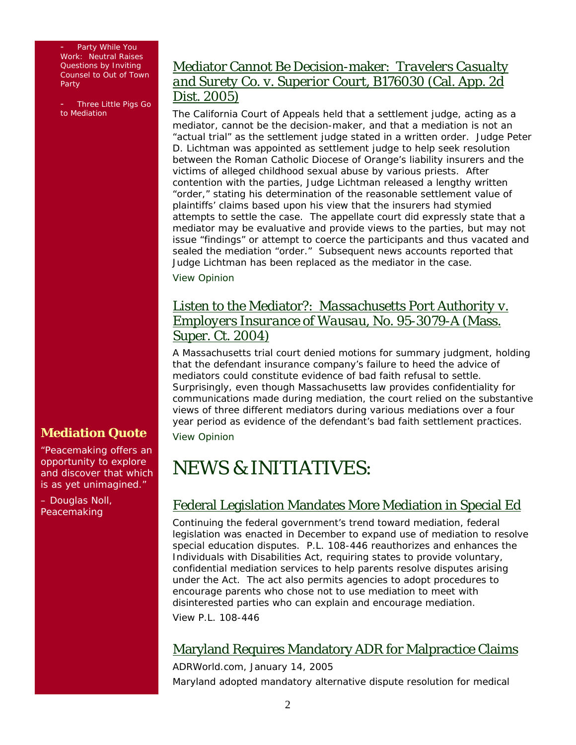- Party While You Work: Neutral Raises Questions by Inviting Counsel to Out of Town Party
- Three Little Pigs Go to Mediation

### Mediation Quote

"Peacemaking offers an opportunity to explore and discover that which is as yet unimagined."

– Douglas Noll, Peacemaking

## Mediator Cannot Be Decision-maker: *Travelers Casualty and Surety Co. v. Superior Court*, B176030 (Cal. App. 2d Dist. 2005)

The California Court of Appeals held that a settlement judge, acting as a mediator, cannot be the decision-maker, and that a mediation is not an "actual trial" as the settlement judge stated in a written order. Judge Peter D. Lichtman was appointed as settlement judge to help seek resolution between the Roman Catholic Diocese of Orange's liability insurers and the victims of alleged childhood sexual abuse by various priests. After contention with the parties, Judge Lichtman released a lengthy written "order," stating his determination of the reasonable settlement value of plaintiffs' claims based upon his view that the insurers had stymied attempts to settle the case. The appellate court did expressly state that a mediator may be evaluative and provide views to the parties, but may not issue "findings" or attempt to coerce the participants and thus vacated and sealed the mediation "order." Subsequent news accounts reported that Judge Lichtman has been replaced as the mediator in the case.

View Opinion

## Listen to the Mediator?: *Massachusetts Port Authority v. Employers Insurance of Wausau*, No. 95-3079-A (Mass. Super. Ct. 2004)

A Massachusetts trial court denied motions for summary judgment, holding that the defendant insurance company's failure to heed the advice of mediators could constitute evidence of bad faith refusal to settle. Surprisingly, even though Massachusetts law provides confidentiality for communications made during mediation, the court relied on the substantive views of three different mediators during various mediations over a four year period as evidence of the defendant's bad faith settlement practices.

View Opinion

# NEWS & INITIATIVES:

## Federal Legislation Mandates More Mediation in Special Ed

Continuing the federal government's trend toward mediation, federal legislation was enacted in December to expand use of mediation to resolve special education disputes. P.L. 108-446 reauthorizes and enhances the Individuals with Disabilities Act, requiring states to provide voluntary, confidential mediation services to help parents resolve disputes arising under the Act. The act also permits agencies to adopt procedures to encourage parents who chose not to use mediation to meet with disinterested parties who can explain and encourage mediation.

View P.L. 108-446

## Maryland Requires Mandatory ADR for Malpractice Claims

ADRWorld.com, January 14, 2005

Maryland adopted mandatory alternative dispute resolution for medical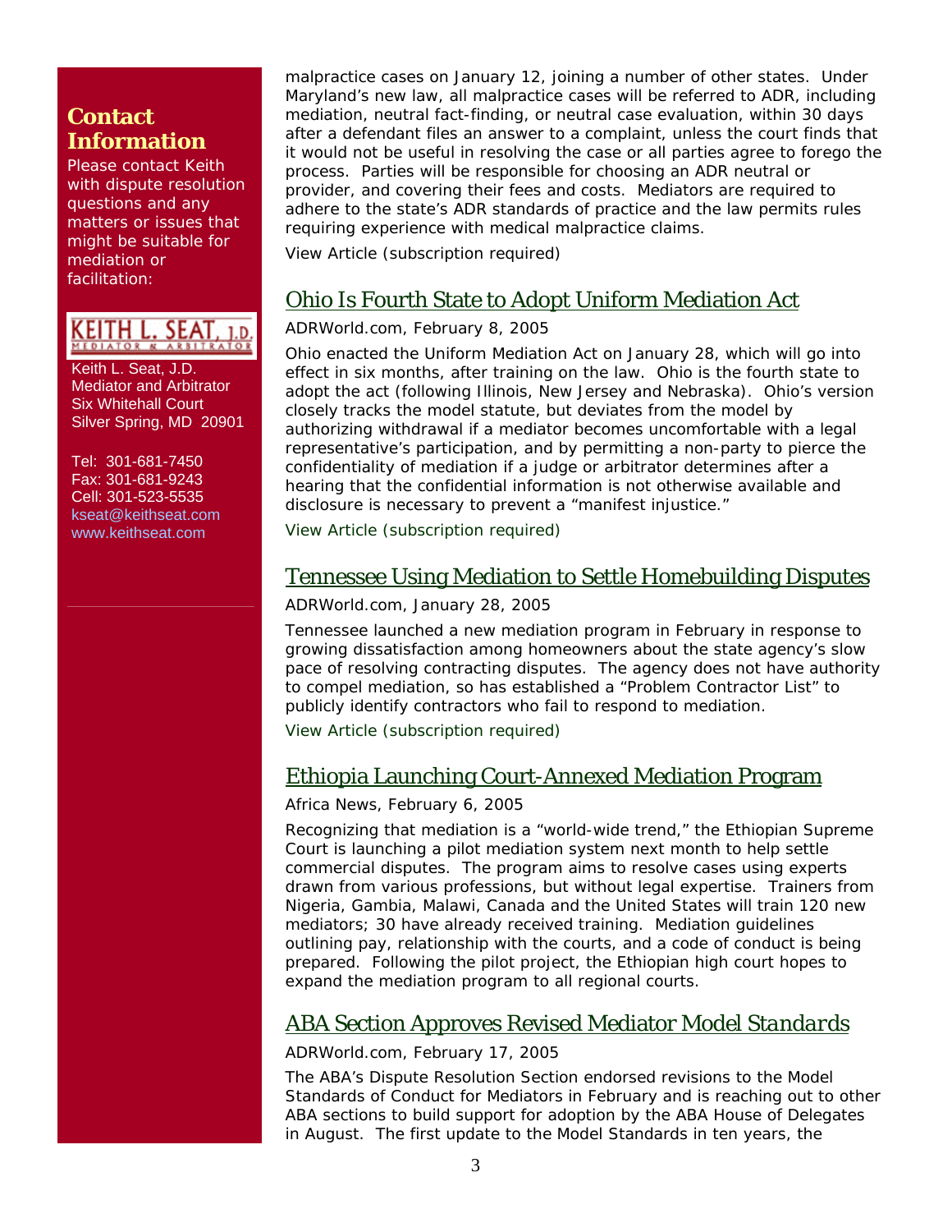## Contact Information

Please contact Keith with dispute resolution questions and any matters or issues that might be suitable for mediation or facilitation:

KEITH L. SEAT, J.D.
MEDIATOR & ARBITRATOR

Keith L. Seat, J.D.
Mediator and Arbitrator
Six Whitehall Court
Silver Spring, MD 20901

Tel: 301-681-7450
Fax: 301-681-9243
Cell: 301-523-5535
kseat@keithseat.com
www.keithseat.com

---

malpractice cases on January 12, joining a number of other states. Under Maryland's new law, all malpractice cases will be referred to ADR, including mediation, neutral fact-finding, or neutral case evaluation, within 30 days after a defendant files an answer to a complaint, unless the court finds that it would not be useful in resolving the case or all parties agree to forego the process. Parties will be responsible for choosing an ADR neutral or provider, and covering their fees and costs. Mediators are required to adhere to the state's ADR standards of practice and the law permits rules requiring experience with medical malpractice claims.

View Article (subscription required)

## Ohio Is Fourth State to Adopt Uniform Mediation Act

ADRWorld.com, February 8, 2005

Ohio enacted the Uniform Mediation Act on January 28, which will go into effect in six months, after training on the law. Ohio is the fourth state to adopt the act (following Illinois, New Jersey and Nebraska). Ohio's version closely tracks the model statute, but deviates from the model by authorizing withdrawal if a mediator becomes uncomfortable with a legal representative's participation, and by permitting a non-party to pierce the confidentiality of mediation if a judge or arbitrator determines after a hearing that the confidential information is not otherwise available and disclosure is necessary to prevent a "manifest injustice."

View Article (subscription required)

## Tennessee Using Mediation to Settle Homebuilding Disputes

ADRWorld.com, January 28, 2005

Tennessee launched a new mediation program in February in response to growing dissatisfaction among homeowners about the state agency's slow pace of resolving contracting disputes. The agency does not have authority to compel mediation, so has established a "Problem Contractor List" to publicly identify contractors who fail to respond to mediation.

View Article (subscription required)

## Ethiopia Launching Court-Annexed Mediation Program

Africa News, February 6, 2005

Recognizing that mediation is a "world-wide trend," the Ethiopian Supreme Court is launching a pilot mediation system next month to help settle commercial disputes. The program aims to resolve cases using experts drawn from various professions, but without legal expertise. Trainers from Nigeria, Gambia, Malawi, Canada and the United States will train 120 new mediators; 30 have already received training. Mediation guidelines outlining pay, relationship with the courts, and a code of conduct is being prepared. Following the pilot project, the Ethiopian high court hopes to expand the mediation program to all regional courts.

## ABA Section Approves Revised Mediator Model Standards

ADRWorld.com, February 17, 2005

The ABA's Dispute Resolution Section endorsed revisions to the Model Standards of Conduct for Mediators in February and is reaching out to other ABA sections to build support for adoption by the ABA House of Delegates in August. The first update to the Model Standards in ten years, the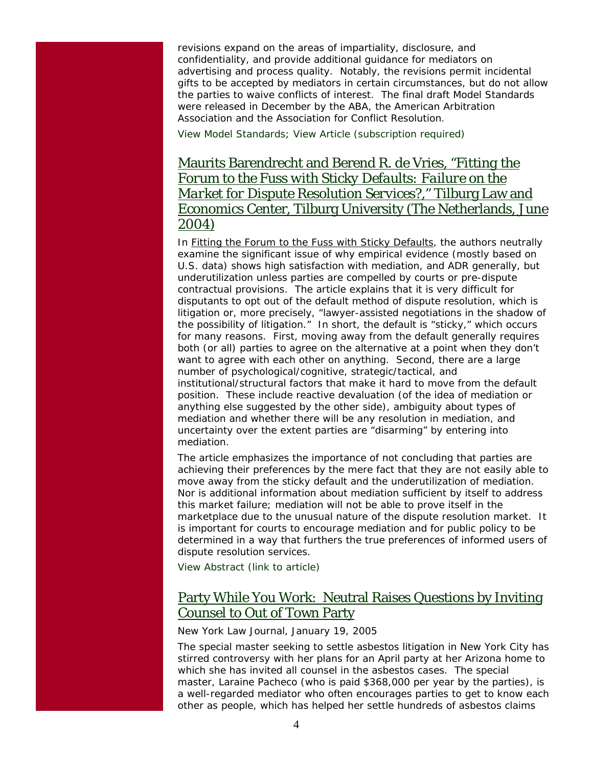revisions expand on the areas of impartiality, disclosure, and confidentiality, and provide additional guidance for mediators on advertising and process quality. Notably, the revisions permit incidental gifts to be accepted by mediators in certain circumstances, but do not allow the parties to waive conflicts of interest. The final draft Model Standards were released in December by the ABA, the American Arbitration Association and the Association for Conflict Resolution.

View Model Standards; View Article (subscription required)

## Maurits Barendrecht and Berend R. de Vries, "Fitting the Forum to the Fuss with Sticky Defaults: Failure on the Market for Dispute Resolution Services?," Tilburg Law and Economics Center, Tilburg University (The Netherlands, June 2004)

In Fitting the Forum to the Fuss with Sticky Defaults, the authors neutrally examine the significant issue of why empirical evidence (mostly based on U.S. data) shows high satisfaction with mediation, and ADR generally, but underutilization unless parties are compelled by courts or pre-dispute contractual provisions. The article explains that it is very difficult for disputants to opt out of the default method of dispute resolution, which is litigation or, more precisely, "lawyer-assisted negotiations in the shadow of the possibility of litigation." In short, the default is "sticky," which occurs for many reasons. First, moving away from the default generally requires both (or all) parties to agree on the alternative at a point when they don't want to agree with each other on anything. Second, there are a large number of psychological/cognitive, strategic/tactical, and institutional/structural factors that make it hard to move from the default position. These include reactive devaluation (of the idea of mediation or anything else suggested by the other side), ambiguity about types of mediation and whether there will be any resolution in mediation, and uncertainty over the extent parties are "disarming" by entering into mediation.

The article emphasizes the importance of not concluding that parties are achieving their preferences by the mere fact that they are not easily able to move away from the sticky default and the underutilization of mediation. Nor is additional information about mediation sufficient by itself to address this market failure; mediation will not be able to prove itself in the marketplace due to the unusual nature of the dispute resolution market. It is important for courts to encourage mediation and for public policy to be determined in a way that furthers the true preferences of informed users of dispute resolution services.

View Abstract (link to article)

## Party While You Work: Neutral Raises Questions by Inviting Counsel to Out of Town Party

New York Law Journal, January 19, 2005

The special master seeking to settle asbestos litigation in New York City has stirred controversy with her plans for an April party at her Arizona home to which she has invited all counsel in the asbestos cases. The special master, Laraine Pacheco (who is paid $368,000 per year by the parties), is a well-regarded mediator who often encourages parties to get to know each other as people, which has helped her settle hundreds of asbestos claims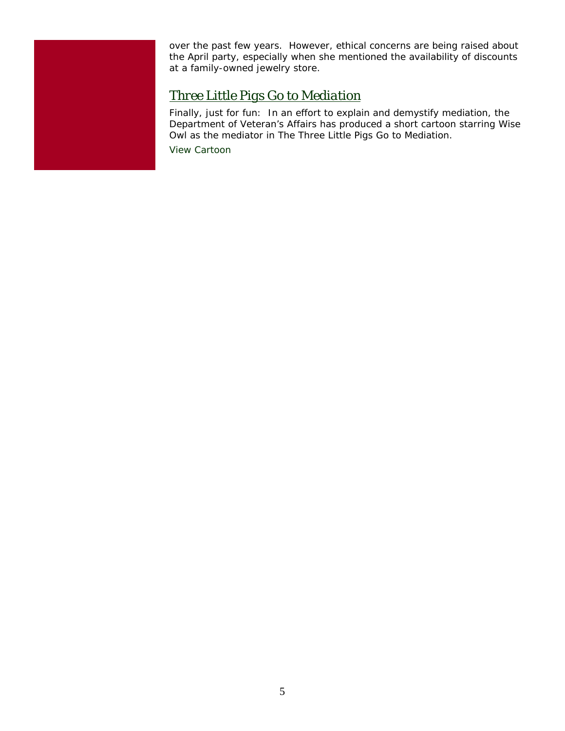over the past few years. However, ethical concerns are being raised about the April party, especially when she mentioned the availability of discounts at a family-owned jewelry store.

## *Three Little Pigs Go to Mediation*

Finally, just for fun: In an effort to explain and demystify mediation, the Department of Veteran's Affairs has produced a short cartoon starring Wise Owl as the mediator in The Three Little Pigs Go to Mediation.

View Cartoon